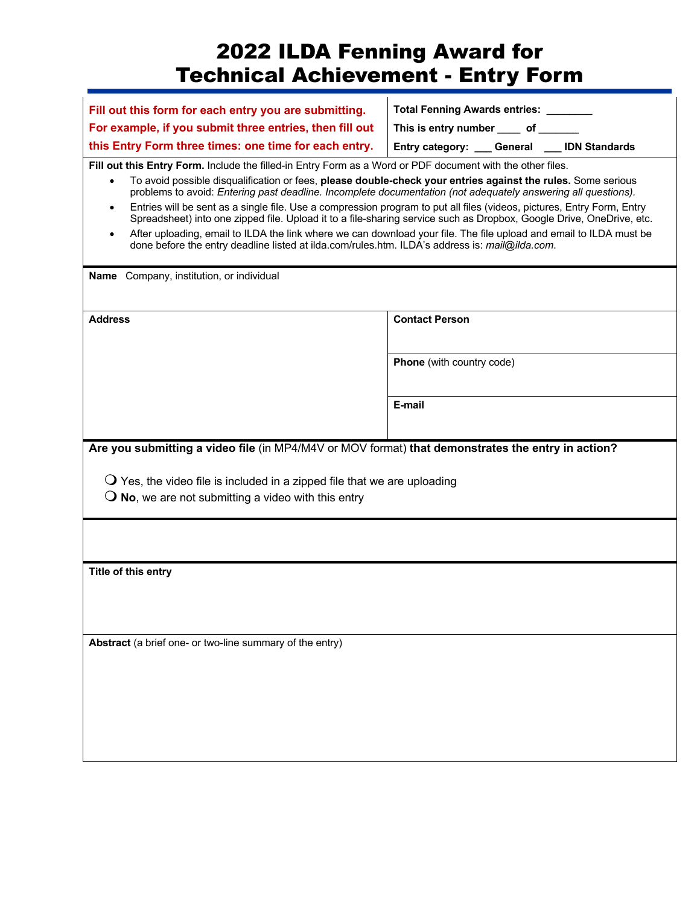# 2022 ILDA Fenning Award for Technical Achievement - Entry Form

| | |
|---|---|
| **Fill out this form for each entry you are submitting. For example, if you submit three entries, then fill out this Entry Form three times: one time for each entry.** | **Total Fenning Awards entries:** ________ <br> **This is entry number** ____ **of** _______ <br> **Entry category:** ___ **General** ___ **IDN Standards** |

**Fill out this Entry Form.** Include the filled-in Entry Form as a Word or PDF document with the other files.

- To avoid possible disqualification or fees, **please double-check your entries against the rules.** Some serious problems to avoid: *Entering past deadline. Incomplete documentation (not adequately answering all questions).*
- Entries will be sent as a single file. Use a compression program to put all files (videos, pictures, Entry Form, Entry Spreadsheet) into one zipped file. Upload it to a file-sharing service such as Dropbox, Google Drive, OneDrive, etc.
- After uploading, email to ILDA the link where we can download your file. The file upload and email to ILDA must be done before the entry deadline listed at ilda.com/rules.htm. ILDA's address is: *mail@ilda.com*.

**Name** Company, institution, or individual

| | |
|---|---|
| **Address** | **Contact Person** |
| | **Phone** (with country code) |
| | **E-mail** |

**Are you submitting a video file** (in MP4/M4V or MOV format) **that demonstrates the entry in action?**

❍ Yes, the video file is included in a zipped file that we are uploading
❍ **No**, we are not submitting a video with this entry

**Title of this entry**

**Abstract** (a brief one- or two-line summary of the entry)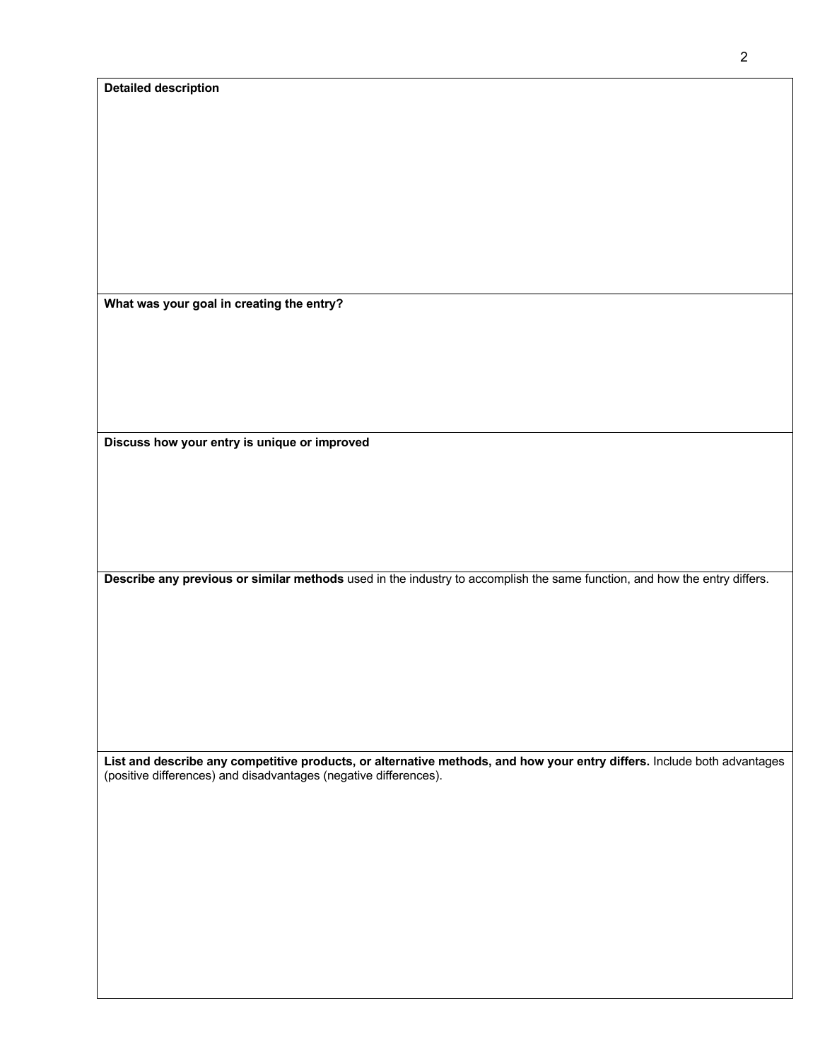**Detailed description**

**What was your goal in creating the entry?**

**Discuss how your entry is unique or improved**

**Describe any previous or similar methods** used in the industry to accomplish the same function, and how the entry differs.

**List and describe any competitive products, or alternative methods, and how your entry differs.** Include both advantages (positive differences) and disadvantages (negative differences).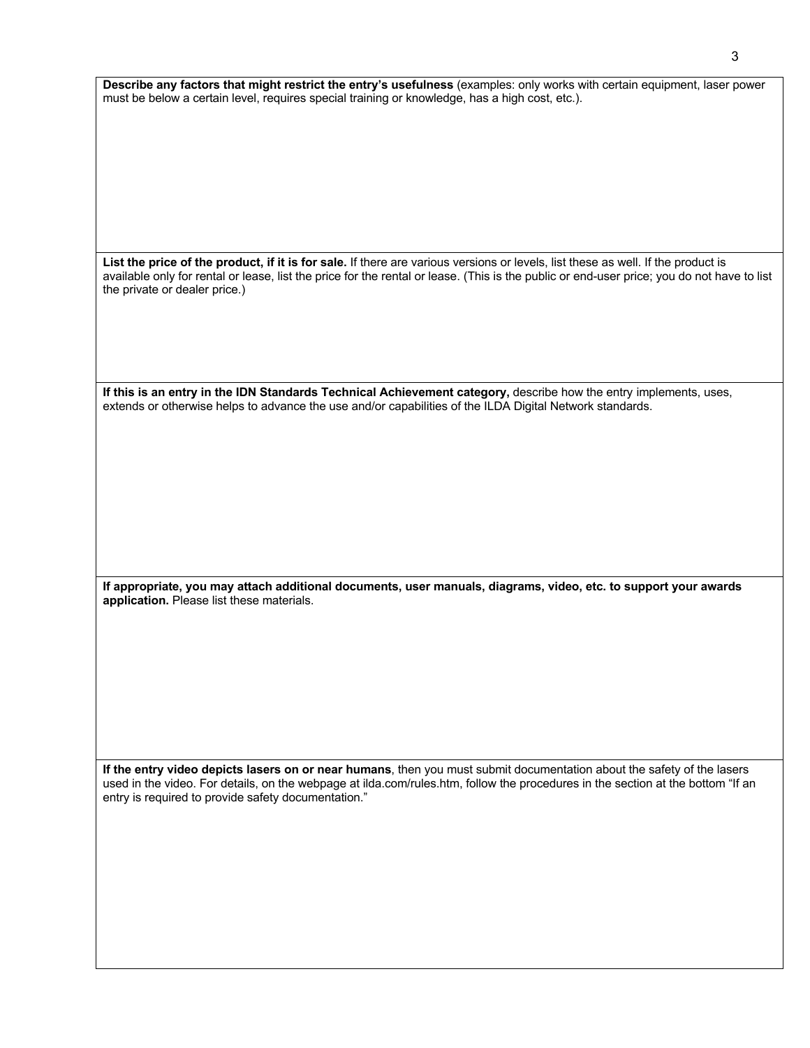**Describe any factors that might restrict the entry's usefulness** (examples: only works with certain equipment, laser power must be below a certain level, requires special training or knowledge, has a high cost, etc.).

**List the price of the product, if it is for sale.** If there are various versions or levels, list these as well. If the product is available only for rental or lease, list the price for the rental or lease. (This is the public or end-user price; you do not have to list the private or dealer price.)

**If this is an entry in the IDN Standards Technical Achievement category,** describe how the entry implements, uses, extends or otherwise helps to advance the use and/or capabilities of the ILDA Digital Network standards.

**If appropriate, you may attach additional documents, user manuals, diagrams, video, etc. to support your awards application.** Please list these materials.

**If the entry video depicts lasers on or near humans**, then you must submit documentation about the safety of the lasers used in the video. For details, on the webpage at ilda.com/rules.htm, follow the procedures in the section at the bottom "If an entry is required to provide safety documentation."